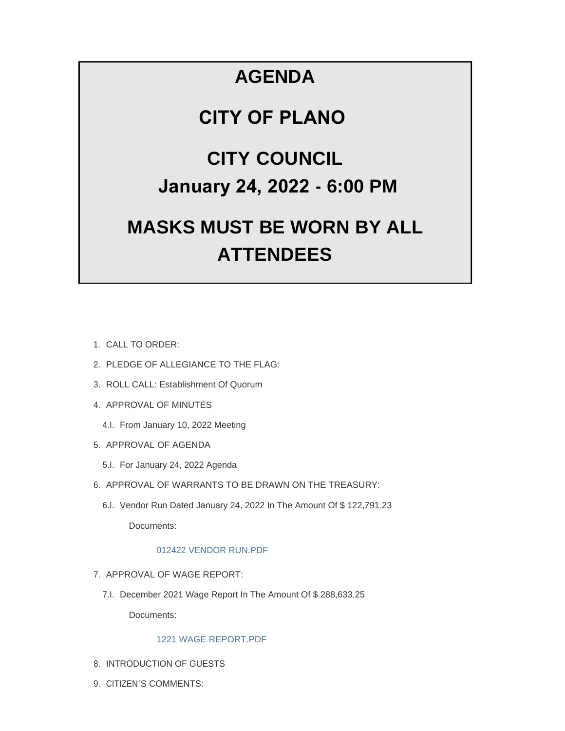# AGENDA

# CITY OF PLANO

# CITY COUNCIL

## January 24, 2022 - 6:00 PM

# MASKS MUST BE WORN BY ALL ATTENDEES

1. CALL TO ORDER:
2. PLEDGE OF ALLEGIANCE TO THE FLAG:
3. ROLL CALL: Establishment Of Quorum
4. APPROVAL OF MINUTES
   - 4.I. From January 10, 2022 Meeting
5. APPROVAL OF AGENDA
   - 5.I. For January 24, 2022 Agenda
6. APPROVAL OF WARRANTS TO BE DRAWN ON THE TREASURY:
   - 6.I. Vendor Run Dated January 24, 2022 In The Amount Of $ 122,791.23

     Documents:

     012422 VENDOR RUN.PDF
7. APPROVAL OF WAGE REPORT:
   - 7.I. December 2021 Wage Report In The Amount Of $ 288,633.25

     Documents:

     1221 WAGE REPORT.PDF
8. INTRODUCTION OF GUESTS
9. CITIZEN'S COMMENTS: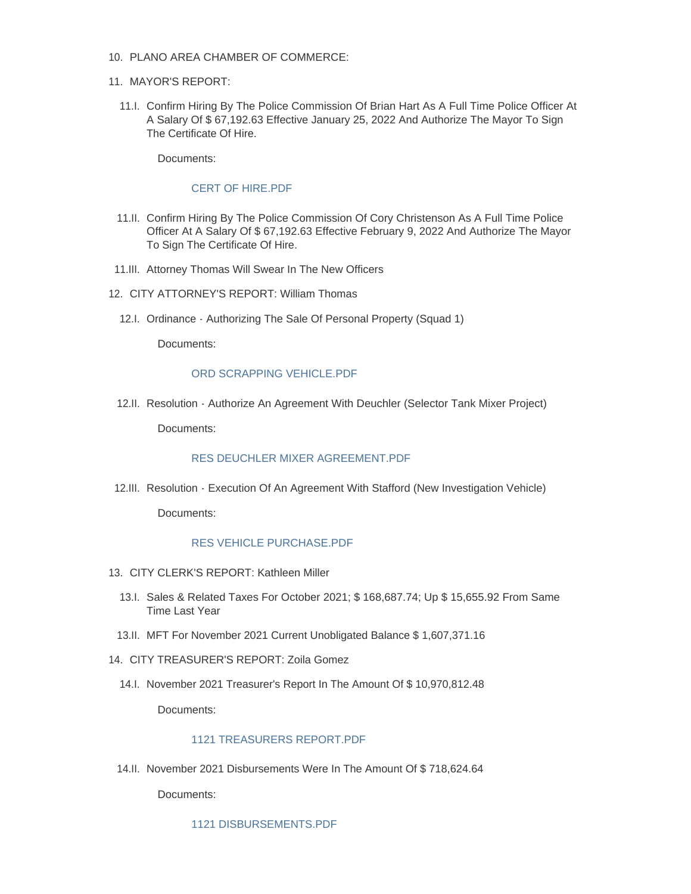10. PLANO AREA CHAMBER OF COMMERCE:

11. MAYOR'S REPORT:

    11.I. Confirm Hiring By The Police Commission Of Brian Hart As A Full Time Police Officer At A Salary Of $ 67,192.63 Effective January 25, 2022 And Authorize The Mayor To Sign The Certificate Of Hire.

    Documents:

    CERT OF HIRE.PDF

    11.II. Confirm Hiring By The Police Commission Of Cory Christenson As A Full Time Police Officer At A Salary Of $ 67,192.63 Effective February 9, 2022 And Authorize The Mayor To Sign The Certificate Of Hire.

    11.III. Attorney Thomas Will Swear In The New Officers

12. CITY ATTORNEY'S REPORT: William Thomas

    12.I. Ordinance - Authorizing The Sale Of Personal Property (Squad 1)

    Documents:

    ORD SCRAPPING VEHICLE.PDF

    12.II. Resolution - Authorize An Agreement With Deuchler (Selector Tank Mixer Project)

    Documents:

    RES DEUCHLER MIXER AGREEMENT.PDF

    12.III. Resolution - Execution Of An Agreement With Stafford (New Investigation Vehicle)

    Documents:

    RES VEHICLE PURCHASE.PDF

13. CITY CLERK'S REPORT: Kathleen Miller

    13.I. Sales & Related Taxes For October 2021; $ 168,687.74; Up $ 15,655.92 From Same Time Last Year

    13.II. MFT For November 2021 Current Unobligated Balance $ 1,607,371.16

14. CITY TREASURER'S REPORT: Zoila Gomez

    14.I. November 2021 Treasurer's Report In The Amount Of $ 10,970,812.48

    Documents:

    1121 TREASURERS REPORT.PDF

    14.II. November 2021 Disbursements Were In The Amount Of $ 718,624.64

    Documents:

    1121 DISBURSEMENTS.PDF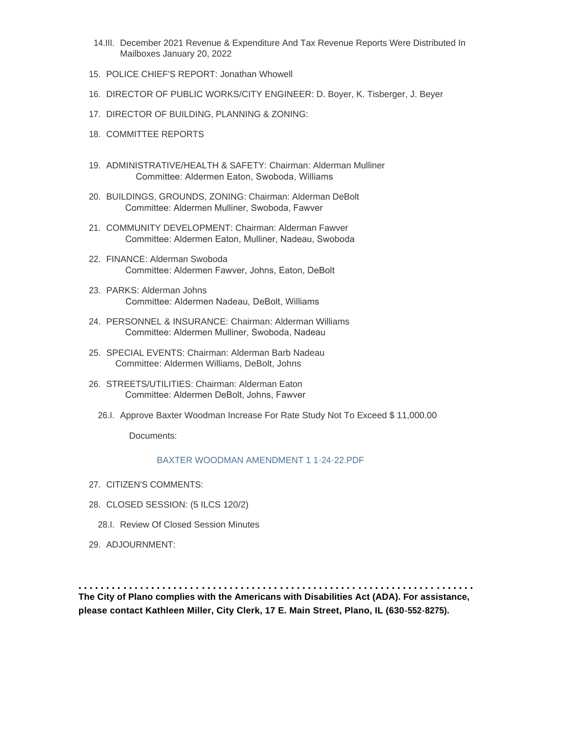14.III. December 2021 Revenue & Expenditure And Tax Revenue Reports Were Distributed In Mailboxes January 20, 2022

15. POLICE CHIEF'S REPORT: Jonathan Whowell

16. DIRECTOR OF PUBLIC WORKS/CITY ENGINEER: D. Boyer, K. Tisberger, J. Beyer

17. DIRECTOR OF BUILDING, PLANNING & ZONING:

18. COMMITTEE REPORTS

19. ADMINISTRATIVE/HEALTH & SAFETY: Chairman: Alderman Mulliner
    Committee: Aldermen Eaton, Swoboda, Williams

20. BUILDINGS, GROUNDS, ZONING: Chairman: Alderman DeBolt
    Committee: Aldermen Mulliner, Swoboda, Fawver

21. COMMUNITY DEVELOPMENT: Chairman: Alderman Fawver
    Committee: Aldermen Eaton, Mulliner, Nadeau, Swoboda

22. FINANCE: Alderman Swoboda
    Committee: Aldermen Fawver, Johns, Eaton, DeBolt

23. PARKS: Alderman Johns
    Committee: Aldermen Nadeau, DeBolt, Williams

24. PERSONNEL & INSURANCE: Chairman: Alderman Williams
    Committee: Aldermen Mulliner, Swoboda, Nadeau

25. SPECIAL EVENTS: Chairman: Alderman Barb Nadeau
    Committee: Aldermen Williams, DeBolt, Johns

26. STREETS/UTILITIES: Chairman: Alderman Eaton
    Committee: Aldermen DeBolt, Johns, Fawver

26.I. Approve Baxter Woodman Increase For Rate Study Not To Exceed $ 11,000.00

Documents:

BAXTER WOODMAN AMENDMENT 1 1-24-22.PDF

27. CITIZEN'S COMMENTS:

28. CLOSED SESSION: (5 ILCS 120/2)

28.I. Review Of Closed Session Minutes

29. ADJOURNMENT:

**The City of Plano complies with the Americans with Disabilities Act (ADA). For assistance, please contact Kathleen Miller, City Clerk, 17 E. Main Street, Plano, IL (630-552-8275).**